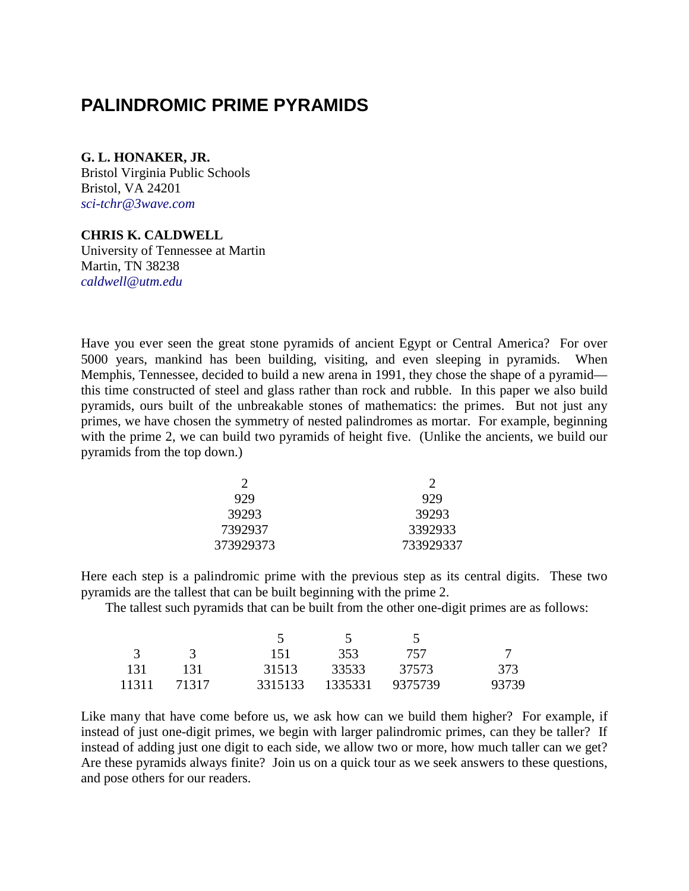# PALINDROMIC PRIME PYRAMIDS

**G. L. HONAKER, JR.**
Bristol Virginia Public Schools
Bristol, VA 24201
*sci-tchr@3wave.com*

**CHRIS K. CALDWELL**
University of Tennessee at Martin
Martin, TN 38238
*caldwell@utm.edu*

Have you ever seen the great stone pyramids of ancient Egypt or Central America? For over 5000 years, mankind has been building, visiting, and even sleeping in pyramids. When Memphis, Tennessee, decided to build a new arena in 1991, they chose the shape of a pyramid—this time constructed of steel and glass rather than rock and rubble. In this paper we also build pyramids, ours built of the unbreakable stones of mathematics: the primes. But not just any primes, we have chosen the symmetry of nested palindromes as mortar. For example, beginning with the prime 2, we can build two pyramids of height five. (Unlike the ancients, we build our pyramids from the top down.)

| | |
|---|---|
| 2 | 2 |
| 929 | 929 |
| 39293 | 39293 |
| 7392937 | 3392933 |
| 373929373 | 733929337 |

Here each step is a palindromic prime with the previous step as its central digits. These two pyramids are the tallest that can be built beginning with the prime 2.

The tallest such pyramids that can be built from the other one-digit primes are as follows:

| | | | | | |
|---|---|---|---|---|---|
| | | 5 | 5 | 5 | |
| 3 | 3 | 151 | 353 | 757 | 7 |
| 131 | 131 | 31513 | 33533 | 37573 | 373 |
| 11311 | 71317 | 3315133 | 1335331 | 9375739 | 93739 |

Like many that have come before us, we ask how can we build them higher? For example, if instead of just one-digit primes, we begin with larger palindromic primes, can they be taller? If instead of adding just one digit to each side, we allow two or more, how much taller can we get? Are these pyramids always finite? Join us on a quick tour as we seek answers to these questions, and pose others for our readers.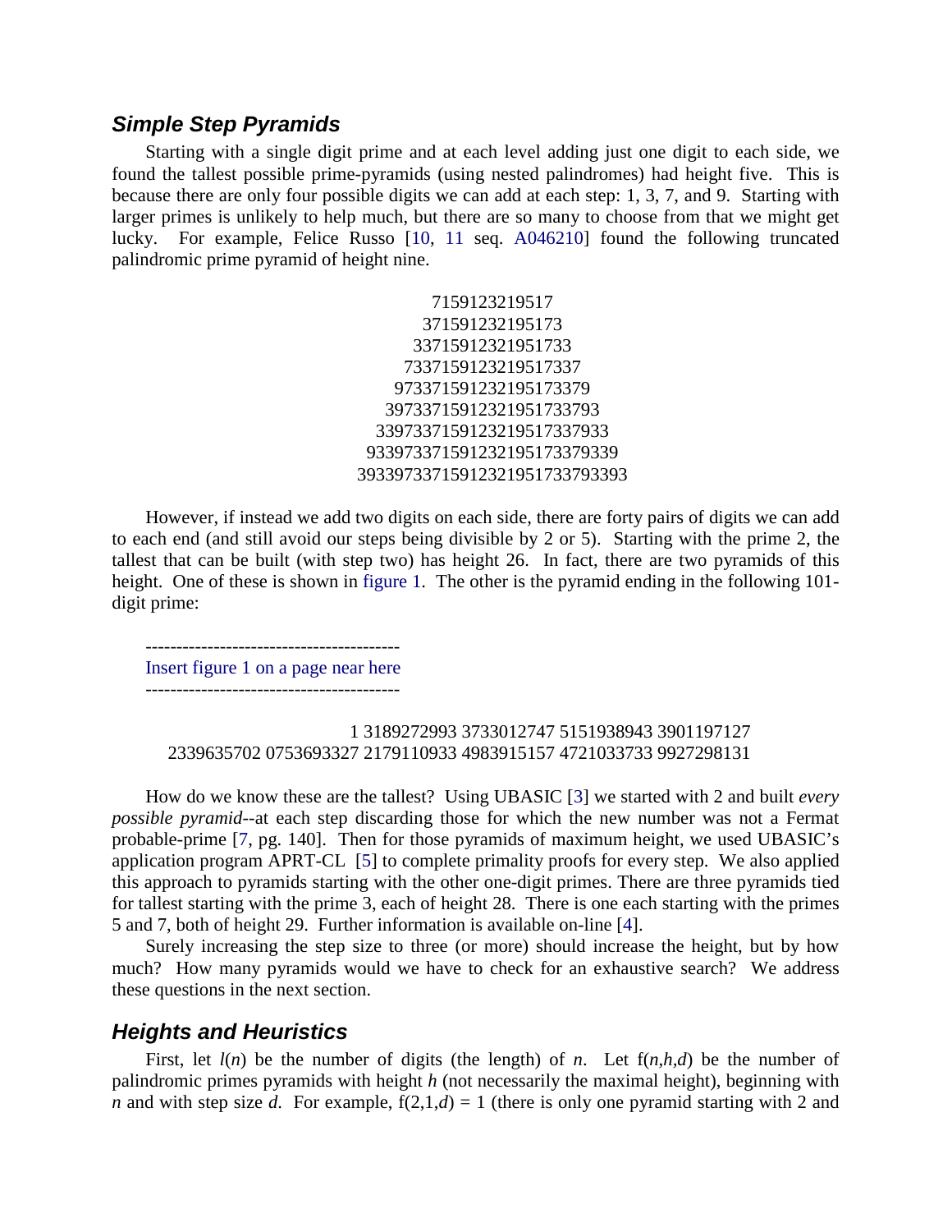## Simple Step Pyramids

Starting with a single digit prime and at each level adding just one digit to each side, we found the tallest possible prime-pyramids (using nested palindromes) had height five. This is because there are only four possible digits we can add at each step: 1, 3, 7, and 9. Starting with larger primes is unlikely to help much, but there are so many to choose from that we might get lucky. For example, Felice Russo [10, 11 seq. A046210] found the following truncated palindromic prime pyramid of height nine.

```
          7159123219517
         371591232195173
        33715912321951733
       7337159123219517337
      973371591232195173379
     39733715912321951733793
    3397337159123219517337933
   933973371591232195173379339
  39339733715912321951733793393
```

However, if instead we add two digits on each side, there are forty pairs of digits we can add to each end (and still avoid our steps being divisible by 2 or 5). Starting with the prime 2, the tallest that can be built (with step two) has height 26. In fact, there are two pyramids of this height. One of these is shown in figure 1. The other is the pyramid ending in the following 101-digit prime:

-----------------------------------------
Insert figure 1 on a page near here
-----------------------------------------

```
                                        1 3189272993 3733012747 5151938943 3901197127
2339635702 0753693327 2179110933 4983915157 4721033733 9927298131
```

How do we know these are the tallest? Using UBASIC [3] we started with 2 and built *every possible pyramid*--at each step discarding those for which the new number was not a Fermat probable-prime [7, pg. 140]. Then for those pyramids of maximum height, we used UBASIC's application program APRT-CL [5] to complete primality proofs for every step. We also applied this approach to pyramids starting with the other one-digit primes. There are three pyramids tied for tallest starting with the prime 3, each of height 28. There is one each starting with the primes 5 and 7, both of height 29. Further information is available on-line [4].

Surely increasing the step size to three (or more) should increase the height, but by how much? How many pyramids would we have to check for an exhaustive search? We address these questions in the next section.

## Heights and Heuristics

First, let $l(n)$ be the number of digits (the length) of $n$. Let $f(n,h,d)$ be the number of palindromic primes pyramids with height $h$ (not necessarily the maximal height), beginning with $n$ and with step size $d$. For example, $f(2,1,d) = 1$ (there is only one pyramid starting with 2 and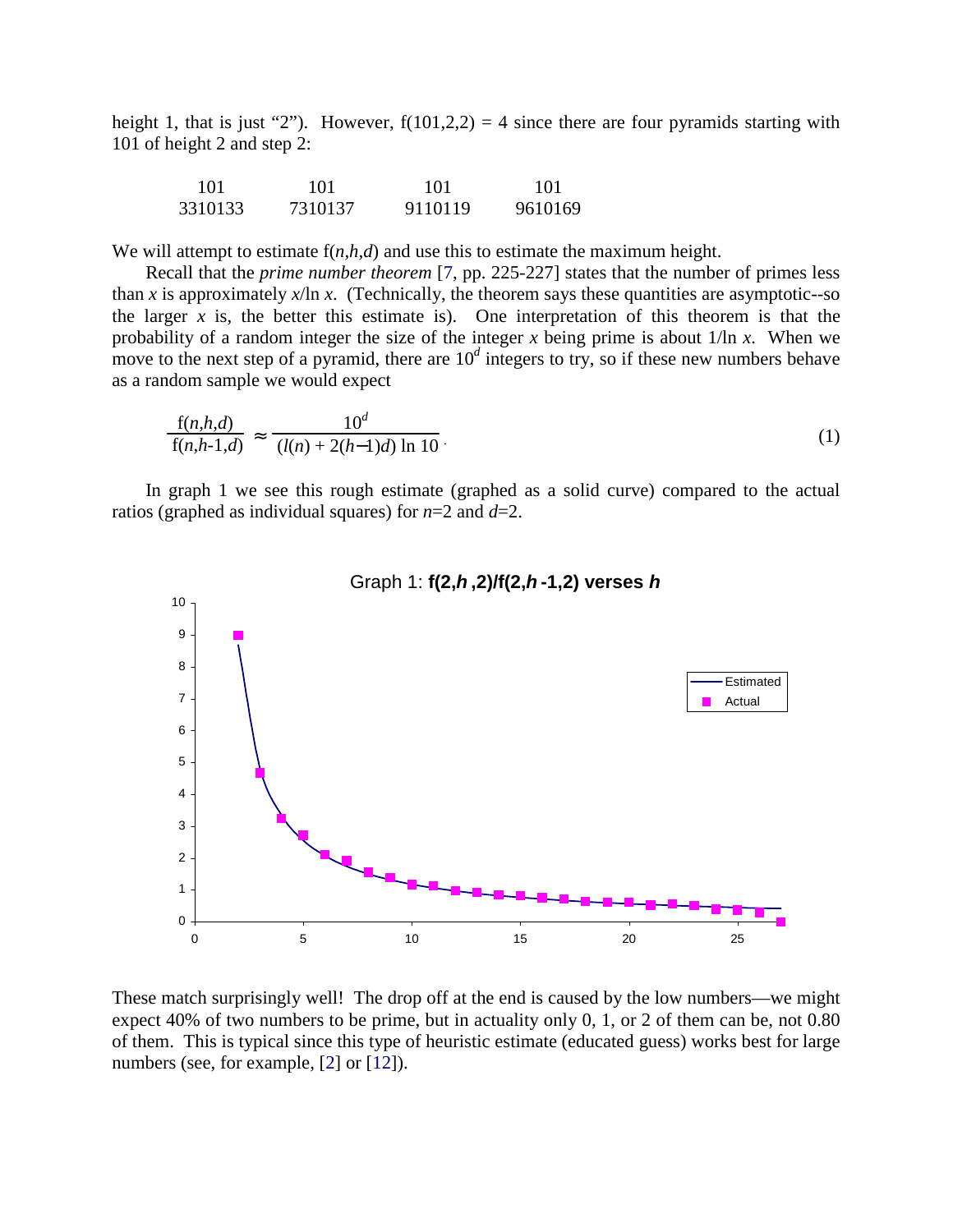height 1, that is just "2"). However, f(101,2,2) = 4 since there are four pyramids starting with 101 of height 2 and step 2:

| | | | |
|---|---|---|---|
| 101 | 101 | 101 | 101 |
| 3310133 | 7310137 | 9110119 | 9610169 |

We will attempt to estimate f($n$,$h$,$d$) and use this to estimate the maximum height.

Recall that the *prime number theorem* [7, pp. 225-227] states that the number of primes less than $x$ is approximately $x/\ln x$. (Technically, the theorem says these quantities are asymptotic--so the larger $x$ is, the better this estimate is). One interpretation of this theorem is that the probability of a random integer the size of the integer $x$ being prime is about $1/\ln x$. When we move to the next step of a pyramid, there are $10^d$ integers to try, so if these new numbers behave as a random sample we would expect

$$\frac{\mathrm{f}(n,h,d)}{\mathrm{f}(n,h\text{-}1,d)} \approx \frac{10^d}{(l(n) + 2(h-1)d)\ \ln 10}. \tag{1}$$

In graph 1 we see this rough estimate (graphed as a solid curve) compared to the actual ratios (graphed as individual squares) for $n$=2 and $d$=2.

Graph 1: **f(2,*h*,2)/f(2,*h*-1,2) verses *h***

Estimated
Actual

0 1 2 3 4 5 6 7 8 9 10

0 5 10 15 20 25

These match surprisingly well! The drop off at the end is caused by the low numbers—we might expect 40% of two numbers to be prime, but in actuality only 0, 1, or 2 of them can be, not 0.80 of them. This is typical since this type of heuristic estimate (educated guess) works best for large numbers (see, for example, [2] or [12]).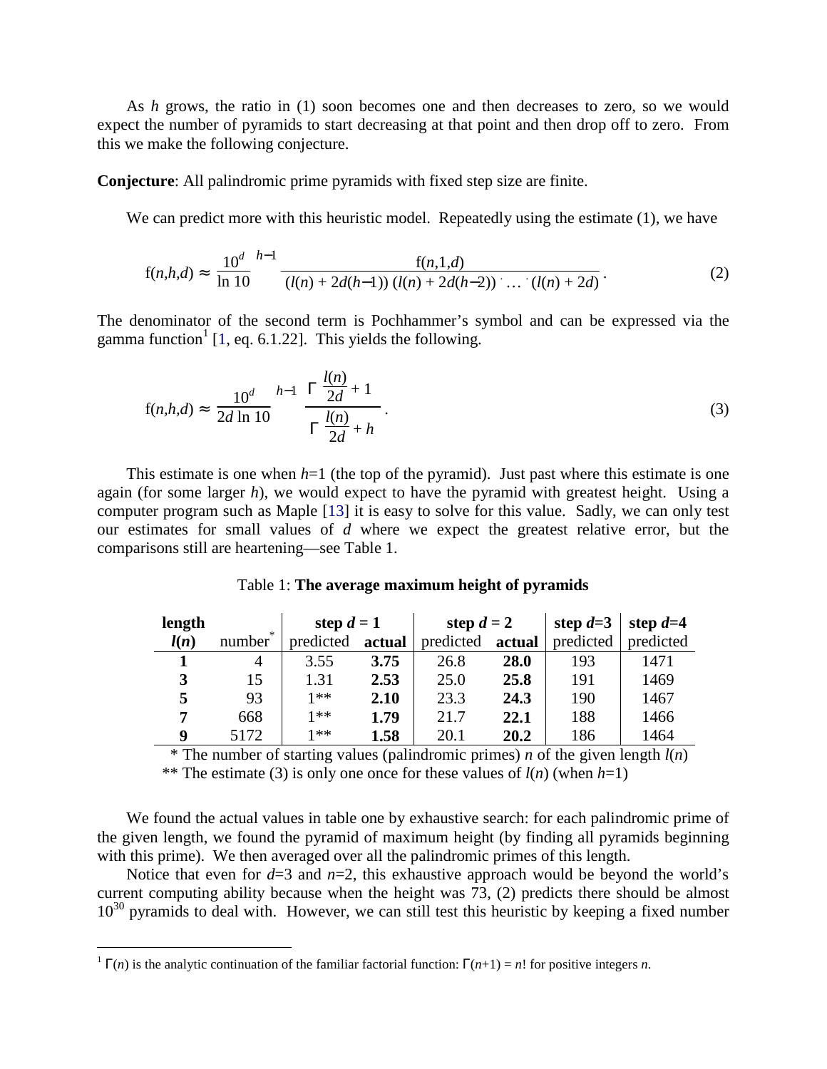As $h$ grows, the ratio in (1) soon becomes one and then decreases to zero, so we would expect the number of pyramids to start decreasing at that point and then drop off to zero. From this we make the following conjecture.

**Conjecture**: All palindromic prime pyramids with fixed step size are finite.

We can predict more with this heuristic model. Repeatedly using the estimate (1), we have

$$f(n,h,d) \approx \left(\frac{10^d}{\ln 10}\right)^{h-1} \frac{f(n,1,d)}{(l(n)+2d(h-1))\,(l(n)+2d(h-2))\cdot \ldots \cdot (l(n)+2d)}. \tag{2}$$

The denominator of the second term is Pochhammer's symbol and can be expressed via the gamma function[1] [1, eq. 6.1.22]. This yields the following.

$$f(n,h,d) \approx \left(\frac{10^d}{2d \ln 10}\right)^{h-1} \frac{\Gamma\left(\frac{l(n)}{2d}+1\right)}{\Gamma\left(\frac{l(n)}{2d}+h\right)}. \tag{3}$$

This estimate is one when $h$=1 (the top of the pyramid). Just past where this estimate is one again (for some larger $h$), we would expect to have the pyramid with greatest height. Using a computer program such as Maple [13] it is easy to solve for this value. Sadly, we can only test our estimates for small values of $d$ where we expect the greatest relative error, but the comparisons still are heartening—see Table 1.

Table 1: **The average maximum height of pyramids**

| **length** $l(n)$ | number* | step $d$ = 1 predicted | step $d$ = 1 **actual** | step $d$ = 2 predicted | step $d$ = 2 **actual** | step $d$=3 predicted | step $d$=4 predicted |
|---|---|---|---|---|---|---|---|
| **1** | 4 | 3.55 | **3.75** | 26.8 | **28.0** | 193 | 1471 |
| **3** | 15 | 1.31 | **2.53** | 25.0 | **25.8** | 191 | 1469 |
| **5** | 93 | 1** | **2.10** | 23.3 | **24.3** | 190 | 1467 |
| **7** | 668 | 1** | **1.79** | 21.7 | **22.1** | 188 | 1466 |
| **9** | 5172 | 1** | **1.58** | 20.1 | **20.2** | 186 | 1464 |

\* The number of starting values (palindromic primes) $n$ of the given length $l(n)$

\*\* The estimate (3) is only one once for these values of $l(n)$ (when $h$=1)

We found the actual values in table one by exhaustive search: for each palindromic prime of the given length, we found the pyramid of maximum height (by finding all pyramids beginning with this prime). We then averaged over all the palindromic primes of this length.

Notice that even for $d$=3 and $n$=2, this exhaustive approach would be beyond the world's current computing ability because when the height was 73, (2) predicts there should be almost $10^{30}$ pyramids to deal with. However, we can still test this heuristic by keeping a fixed number

[1] $\Gamma(n)$ is the analytic continuation of the familiar factorial function: $\Gamma(n+1) = n!$ for positive integers $n$.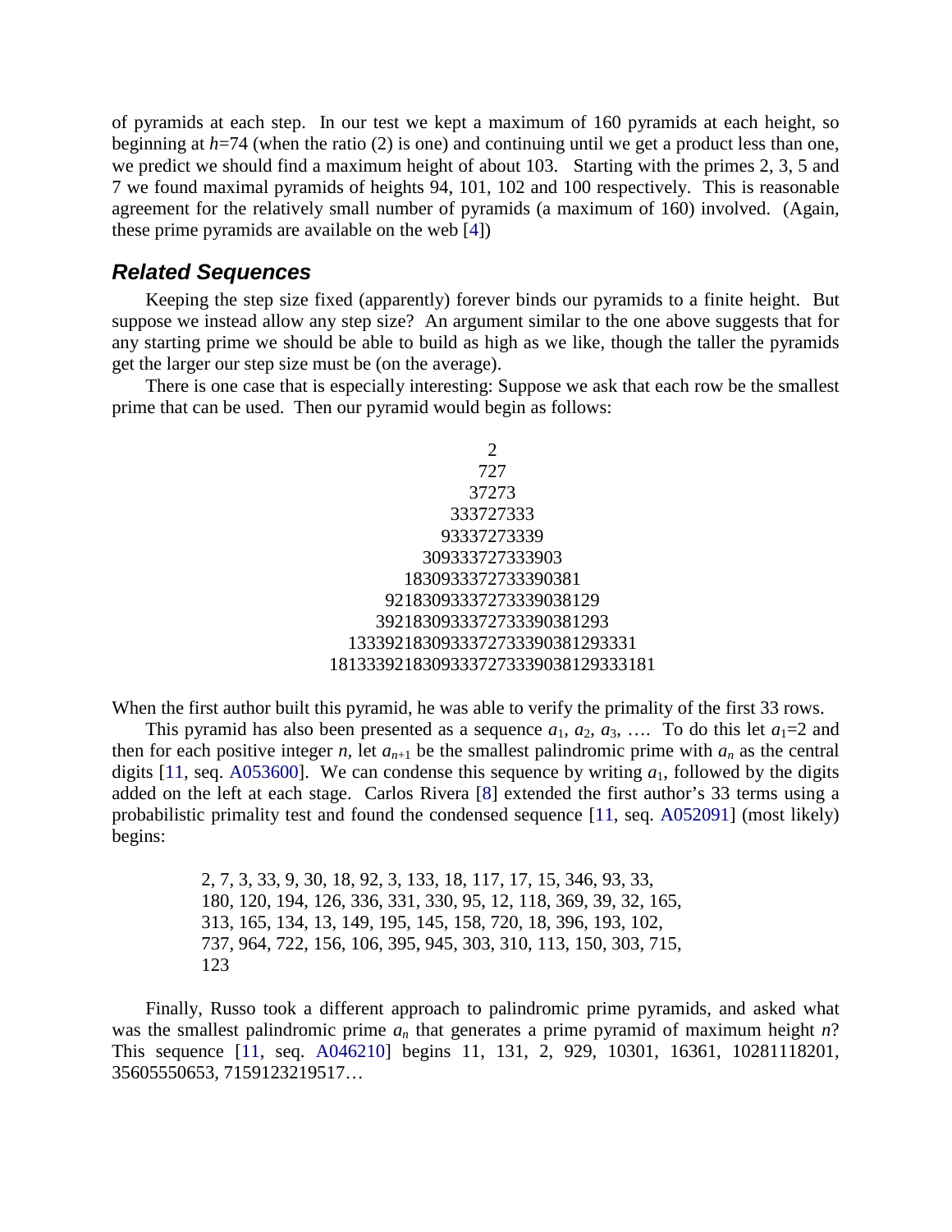of pyramids at each step. In our test we kept a maximum of 160 pyramids at each height, so beginning at $h$=74 (when the ratio (2) is one) and continuing until we get a product less than one, we predict we should find a maximum height of about 103. Starting with the primes 2, 3, 5 and 7 we found maximal pyramids of heights 94, 101, 102 and 100 respectively. This is reasonable agreement for the relatively small number of pyramids (a maximum of 160) involved. (Again, these prime pyramids are available on the web [4])

## *Related Sequences*

Keeping the step size fixed (apparently) forever binds our pyramids to a finite height. But suppose we instead allow any step size? An argument similar to the one above suggests that for any starting prime we should be able to build as high as we like, though the taller the pyramids get the larger our step size must be (on the average).

There is one case that is especially interesting: Suppose we ask that each row be the smallest prime that can be used. Then our pyramid would begin as follows:

```
                    2
                   727
                  37273
                333727333
               93337273339
             309333727333903
          1830933372733390381
        92183093337273339038129
       3921830933372733390381293
    13339218309333727333903812933331
   181333921830933372733390381293333181
```

When the first author built this pyramid, he was able to verify the primality of the first 33 rows.

This pyramid has also been presented as a sequence $a_1$, $a_2$, $a_3$, …. To do this let $a_1$=2 and then for each positive integer $n$, let $a_{n+1}$ be the smallest palindromic prime with $a_n$ as the central digits [11, seq. A053600]. We can condense this sequence by writing $a_1$, followed by the digits added on the left at each stage. Carlos Rivera [8] extended the first author's 33 terms using a probabilistic primality test and found the condensed sequence [11, seq. A052091] (most likely) begins:

2, 7, 3, 33, 9, 30, 18, 92, 3, 133, 18, 117, 17, 15, 346, 93, 33,
180, 120, 194, 126, 336, 331, 330, 95, 12, 118, 369, 39, 32, 165,
313, 165, 134, 13, 149, 195, 145, 158, 720, 18, 396, 193, 102,
737, 964, 722, 156, 106, 395, 945, 303, 310, 113, 150, 303, 715,
123

Finally, Russo took a different approach to palindromic prime pyramids, and asked what was the smallest palindromic prime $a_n$ that generates a prime pyramid of maximum height $n$? This sequence [11, seq. A046210] begins 11, 131, 2, 929, 10301, 16361, 10281118201, 35605550653, 7159123219517…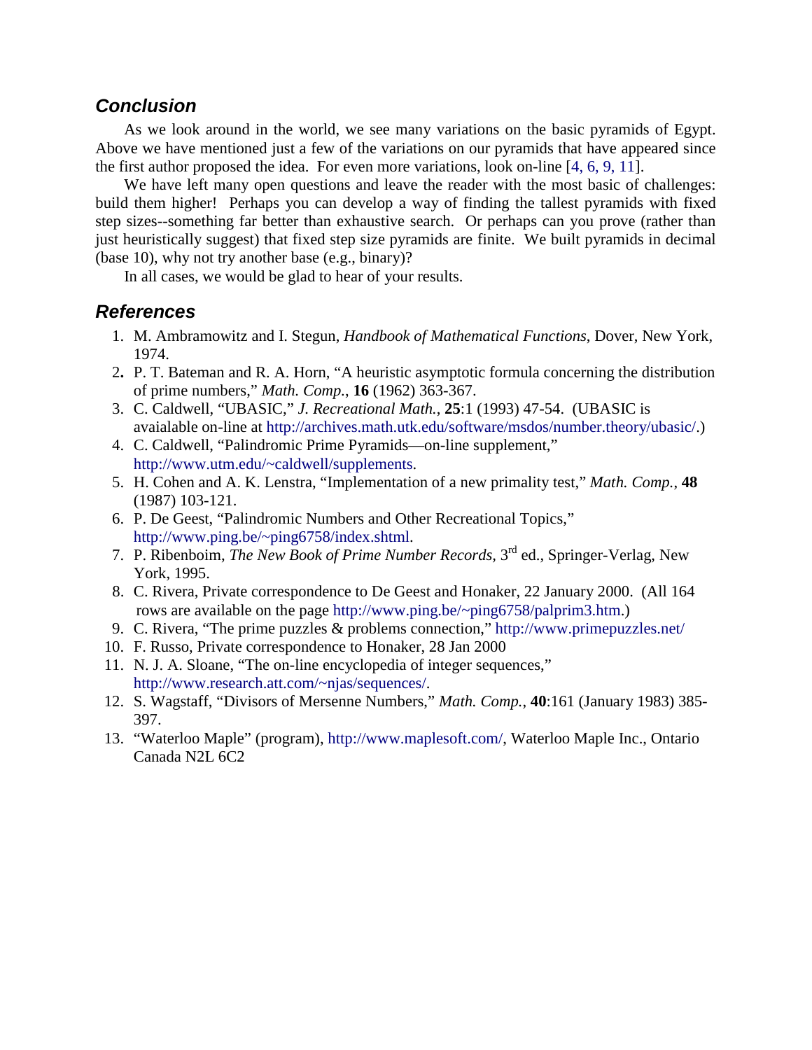## Conclusion

As we look around in the world, we see many variations on the basic pyramids of Egypt. Above we have mentioned just a few of the variations on our pyramids that have appeared since the first author proposed the idea. For even more variations, look on-line [4, 6, 9, 11].

We have left many open questions and leave the reader with the most basic of challenges: build them higher! Perhaps you can develop a way of finding the tallest pyramids with fixed step sizes--something far better than exhaustive search. Or perhaps can you prove (rather than just heuristically suggest) that fixed step size pyramids are finite. We built pyramids in decimal (base 10), why not try another base (e.g., binary)?

In all cases, we would be glad to hear of your results.

## References

1. M. Ambramowitz and I. Stegun, *Handbook of Mathematical Functions*, Dover, New York, 1974.
2. P. T. Bateman and R. A. Horn, "A heuristic asymptotic formula concerning the distribution of prime numbers," *Math. Comp.*, **16** (1962) 363-367.
3. C. Caldwell, "UBASIC," *J. Recreational Math.*, **25**:1 (1993) 47-54. (UBASIC is avaialable on-line at http://archives.math.utk.edu/software/msdos/number.theory/ubasic/.)
4. C. Caldwell, "Palindromic Prime Pyramids—on-line supplement," http://www.utm.edu/~caldwell/supplements.
5. H. Cohen and A. K. Lenstra, "Implementation of a new primality test," *Math. Comp.*, **48** (1987) 103-121.
6. P. De Geest, "Palindromic Numbers and Other Recreational Topics," http://www.ping.be/~ping6758/index.shtml.
7. P. Ribenboim, *The New Book of Prime Number Records*, 3rd ed., Springer-Verlag, New York, 1995.
8. C. Rivera, Private correspondence to De Geest and Honaker, 22 January 2000. (All 164 rows are available on the page http://www.ping.be/~ping6758/palprim3.htm.)
9. C. Rivera, "The prime puzzles & problems connection," http://www.primepuzzles.net/
10. F. Russo, Private correspondence to Honaker, 28 Jan 2000
11. N. J. A. Sloane, "The on-line encyclopedia of integer sequences," http://www.research.att.com/~njas/sequences/.
12. S. Wagstaff, "Divisors of Mersenne Numbers," *Math. Comp.*, **40**:161 (January 1983) 385-397.
13. "Waterloo Maple" (program), http://www.maplesoft.com/, Waterloo Maple Inc., Ontario Canada N2L 6C2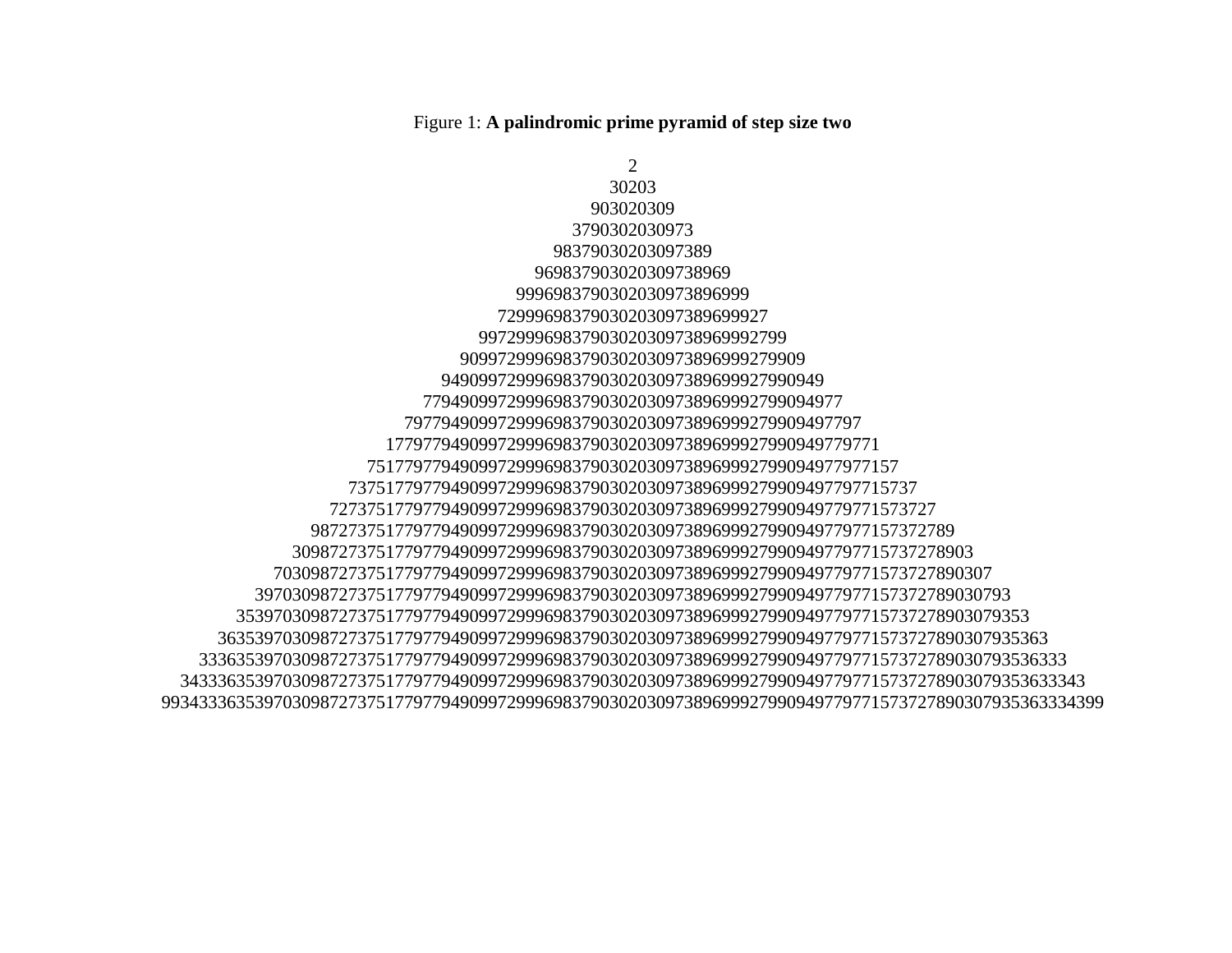Figure 1: **A palindromic prime pyramid of step size two**

2
30203
903020309
3790302030973
98379030203097389
969837903020309738969
9996983790302030973896999
72999698379030203097389699927
997299969837903020309738969992799
9099729996983790302030973896999279909
94909972999698379030203097389699927990949
779490997299969837903020309738969992799094977
7977949099729996983790302030973896999279909497797
17797794909972999698379030203097389699927990949779771
751779779490997299969837903020309738969992799094977977157
7375177977949099729996983790302030973896999279909497797715737
72737517797794909972999698379030203097389699927990949779771573727
987273751779779490997299969837903020309738969992799094977977157372789
3098727375177977949099729996983790302030973896999279909497797715737278903
70309872737517797794909972999698379030203097389699927990949779771573727890307
397030987273751779779490997299969837903020309738969992799094977977157372789030793
3539703098727375177977949099729996983790302030973896999279909497797715737278903079353
36353970309872737517797794909972999698379030203097389699927990949779771573727890307935363
333635397030987273751779779490997299969837903020309738969992799094977977157372789030793536333
3433363539703098727375177977949099729996983790302030973896999279909497797715737278903079353633343
99343336353970309872737517797794909972999698379030203097389699927990949779771573727890307935363334399